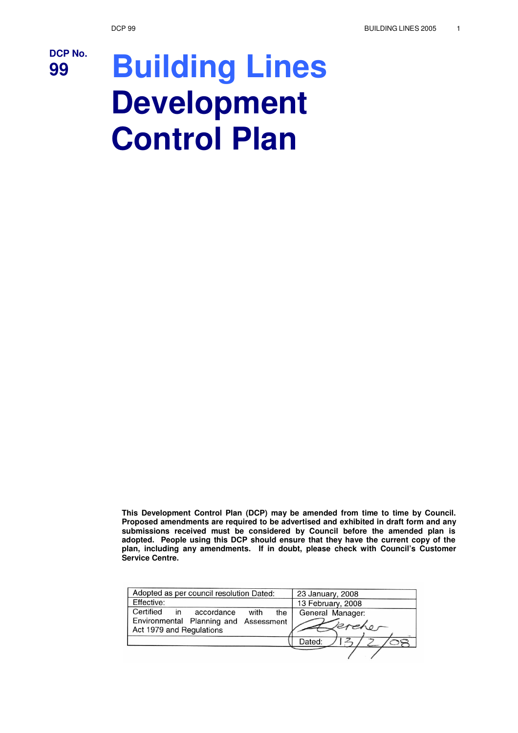**DCP No. 99**

# Building Lines Development Control Plan

**This Development Control Plan (DCP) may be amended from time to time by Council. Proposed amendments are required to be advertised and exhibited in draft form and any submissions received must be considered by Council before the amended plan is adopted. People using this DCP should ensure that they have the current copy of the plan, including any amendments. If in doubt, please check with Council's Customer Service Centre.**

| Adopted as per council resolution Dated: | 23 January, 2008 |
|---|---|
| Effective: | 13 February, 2008 |
| Certified in accordance with the Environmental Planning and Assessment Act 1979 and Regulations | General Manager: Gereher |
| | Dated: 13/2/08 |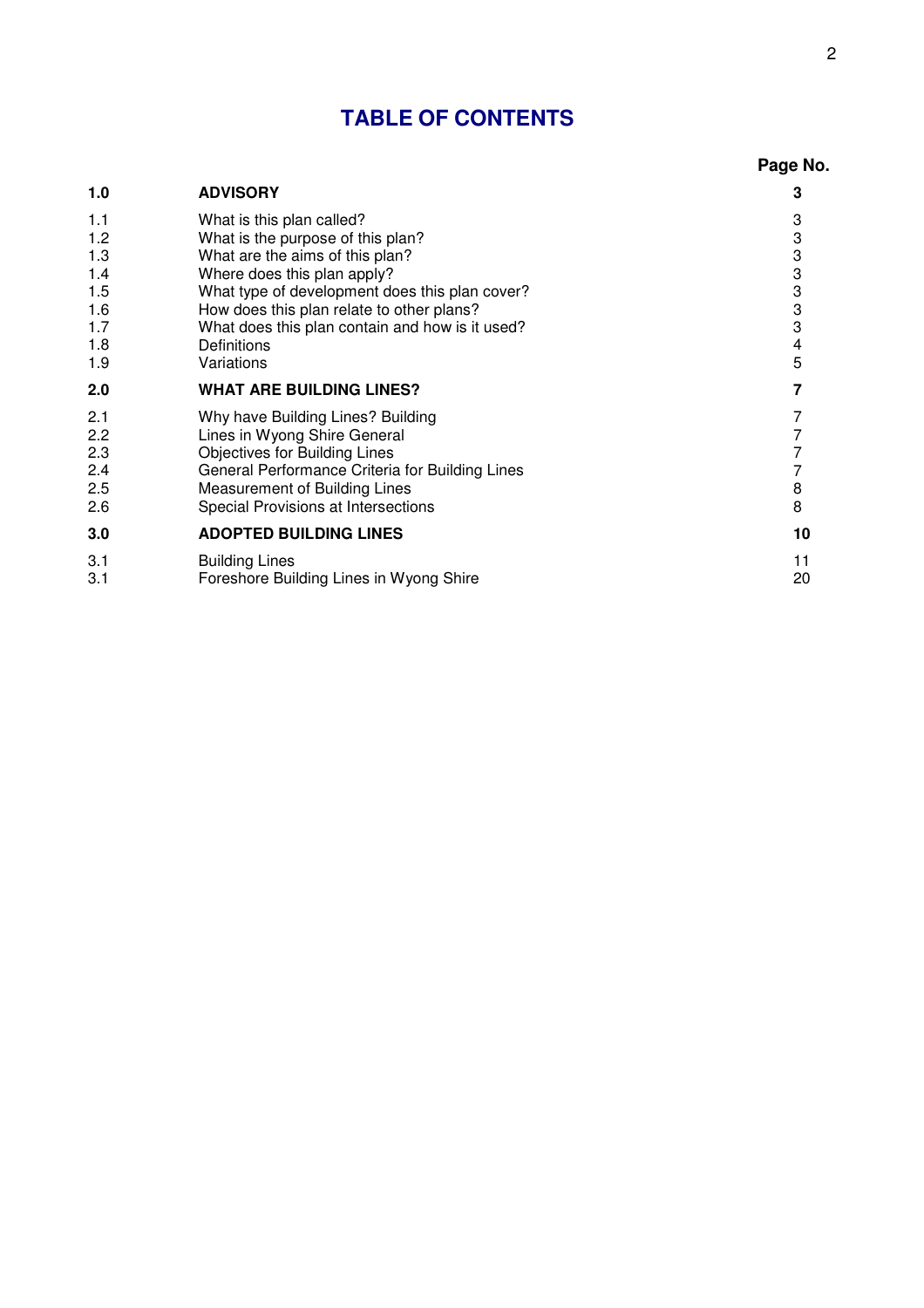# TABLE OF CONTENTS

| | | Page No. |
|---|---|---|
| **1.0** | **ADVISORY** | **3** |
| 1.1 | What is this plan called? | 3 |
| 1.2 | What is the purpose of this plan? | 3 |
| 1.3 | What are the aims of this plan? | 3 |
| 1.4 | Where does this plan apply? | 3 |
| 1.5 | What type of development does this plan cover? | 3 |
| 1.6 | How does this plan relate to other plans? | 3 |
| 1.7 | What does this plan contain and how is it used? | 3 |
| 1.8 | Definitions | 4 |
| 1.9 | Variations | 5 |
| **2.0** | **WHAT ARE BUILDING LINES?** | **7** |
| 2.1 | Why have Building Lines? Building | 7 |
| 2.2 | Lines in Wyong Shire General | 7 |
| 2.3 | Objectives for Building Lines | 7 |
| 2.4 | General Performance Criteria for Building Lines | 7 |
| 2.5 | Measurement of Building Lines | 8 |
| 2.6 | Special Provisions at Intersections | 8 |
| **3.0** | **ADOPTED BUILDING LINES** | **10** |
| 3.1 | Building Lines | 11 |
| 3.1 | Foreshore Building Lines in Wyong Shire | 20 |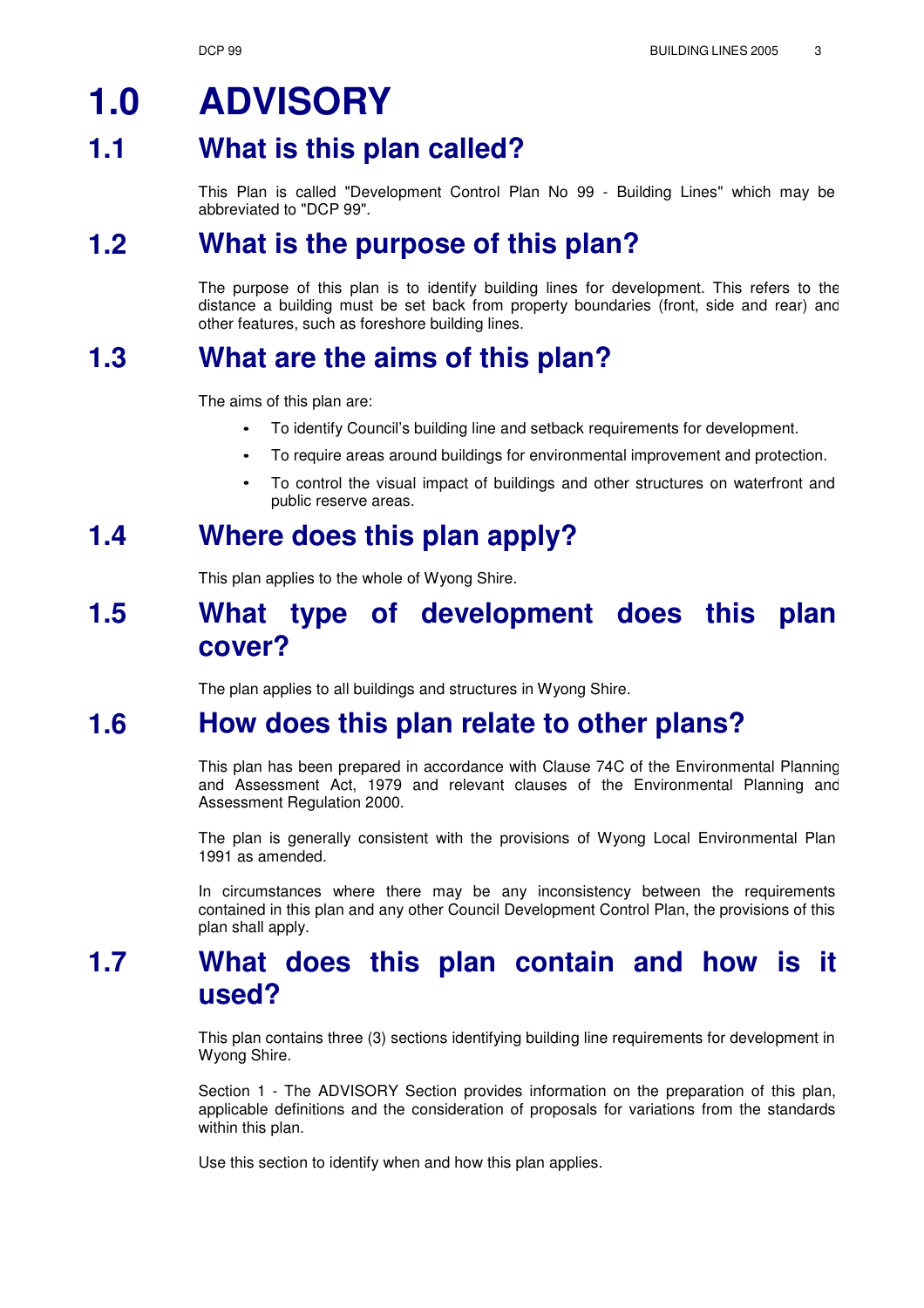# 1.0 ADVISORY

## 1.1 What is this plan called?

This Plan is called "Development Control Plan No 99 - Building Lines" which may be abbreviated to "DCP 99".

## 1.2 What is the purpose of this plan?

The purpose of this plan is to identify building lines for development. This refers to the distance a building must be set back from property boundaries (front, side and rear) and other features, such as foreshore building lines.

## 1.3 What are the aims of this plan?

The aims of this plan are:

- To identify Council's building line and setback requirements for development.
- To require areas around buildings for environmental improvement and protection.
- To control the visual impact of buildings and other structures on waterfront and public reserve areas.

## 1.4 Where does this plan apply?

This plan applies to the whole of Wyong Shire.

## 1.5 What type of development does this plan cover?

The plan applies to all buildings and structures in Wyong Shire.

## 1.6 How does this plan relate to other plans?

This plan has been prepared in accordance with Clause 74C of the Environmental Planning and Assessment Act, 1979 and relevant clauses of the Environmental Planning and Assessment Regulation 2000.

The plan is generally consistent with the provisions of Wyong Local Environmental Plan 1991 as amended.

In circumstances where there may be any inconsistency between the requirements contained in this plan and any other Council Development Control Plan, the provisions of this plan shall apply.

## 1.7 What does this plan contain and how is it used?

This plan contains three (3) sections identifying building line requirements for development in Wyong Shire.

Section 1 - The ADVISORY Section provides information on the preparation of this plan, applicable definitions and the consideration of proposals for variations from the standards within this plan.

Use this section to identify when and how this plan applies.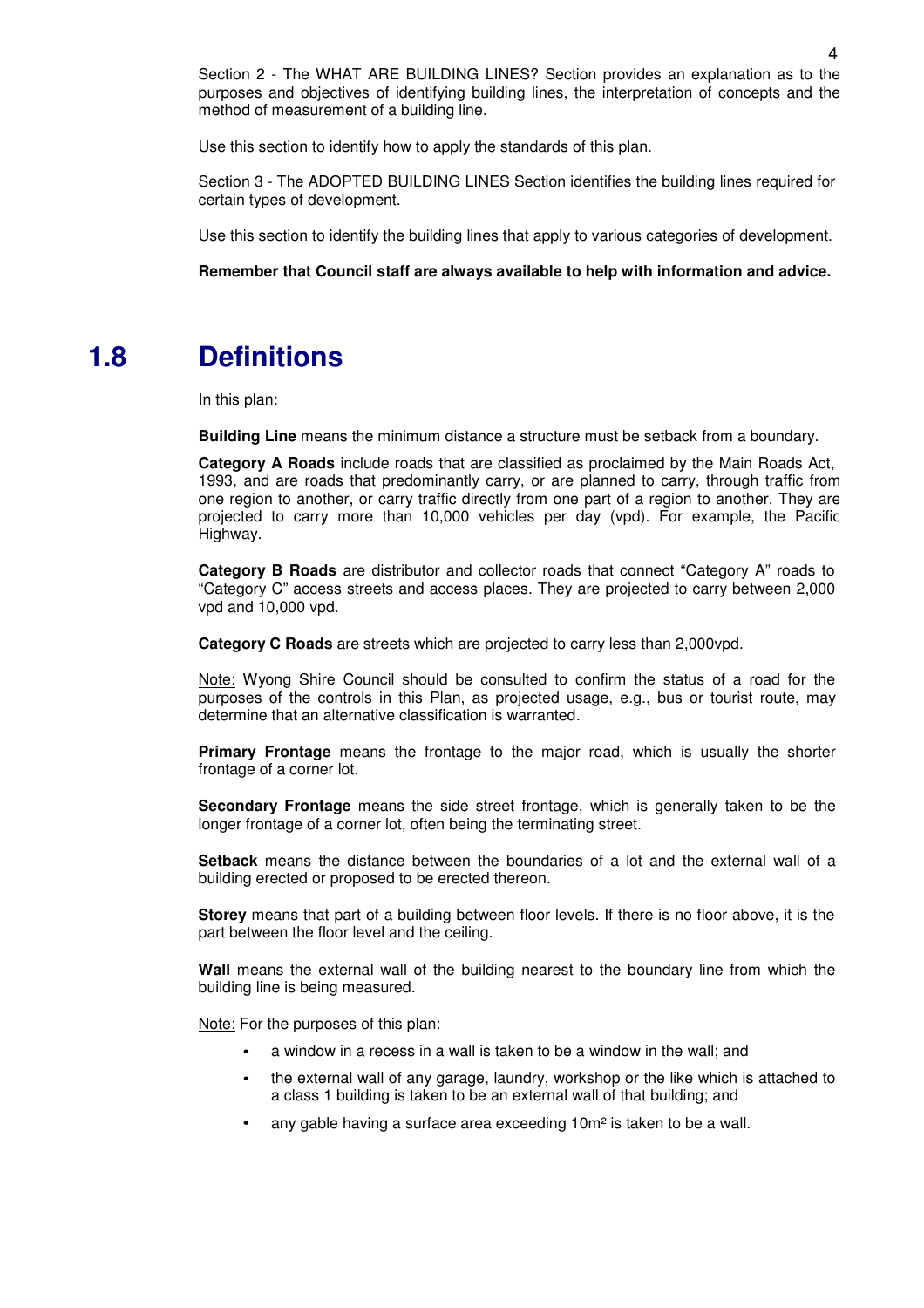Section 2 - The WHAT ARE BUILDING LINES? Section provides an explanation as to the purposes and objectives of identifying building lines, the interpretation of concepts and the method of measurement of a building line.

Use this section to identify how to apply the standards of this plan.

Section 3 - The ADOPTED BUILDING LINES Section identifies the building lines required for certain types of development.

Use this section to identify the building lines that apply to various categories of development.

**Remember that Council staff are always available to help with information and advice.**

## 1.8 Definitions

In this plan:

**Building Line** means the minimum distance a structure must be setback from a boundary.

**Category A Roads** include roads that are classified as proclaimed by the Main Roads Act, 1993, and are roads that predominantly carry, or are planned to carry, through traffic from one region to another, or carry traffic directly from one part of a region to another. They are projected to carry more than 10,000 vehicles per day (vpd). For example, the Pacific Highway.

**Category B Roads** are distributor and collector roads that connect "Category A" roads to "Category C" access streets and access places. They are projected to carry between 2,000 vpd and 10,000 vpd.

**Category C Roads** are streets which are projected to carry less than 2,000vpd.

Note: Wyong Shire Council should be consulted to confirm the status of a road for the purposes of the controls in this Plan, as projected usage, e.g., bus or tourist route, may determine that an alternative classification is warranted.

**Primary Frontage** means the frontage to the major road, which is usually the shorter frontage of a corner lot.

**Secondary Frontage** means the side street frontage, which is generally taken to be the longer frontage of a corner lot, often being the terminating street.

**Setback** means the distance between the boundaries of a lot and the external wall of a building erected or proposed to be erected thereon.

**Storey** means that part of a building between floor levels. If there is no floor above, it is the part between the floor level and the ceiling.

**Wall** means the external wall of the building nearest to the boundary line from which the building line is being measured.

Note: For the purposes of this plan:

- a window in a recess in a wall is taken to be a window in the wall; and
- the external wall of any garage, laundry, workshop or the like which is attached to a class 1 building is taken to be an external wall of that building; and
- any gable having a surface area exceeding $10m^2$ is taken to be a wall.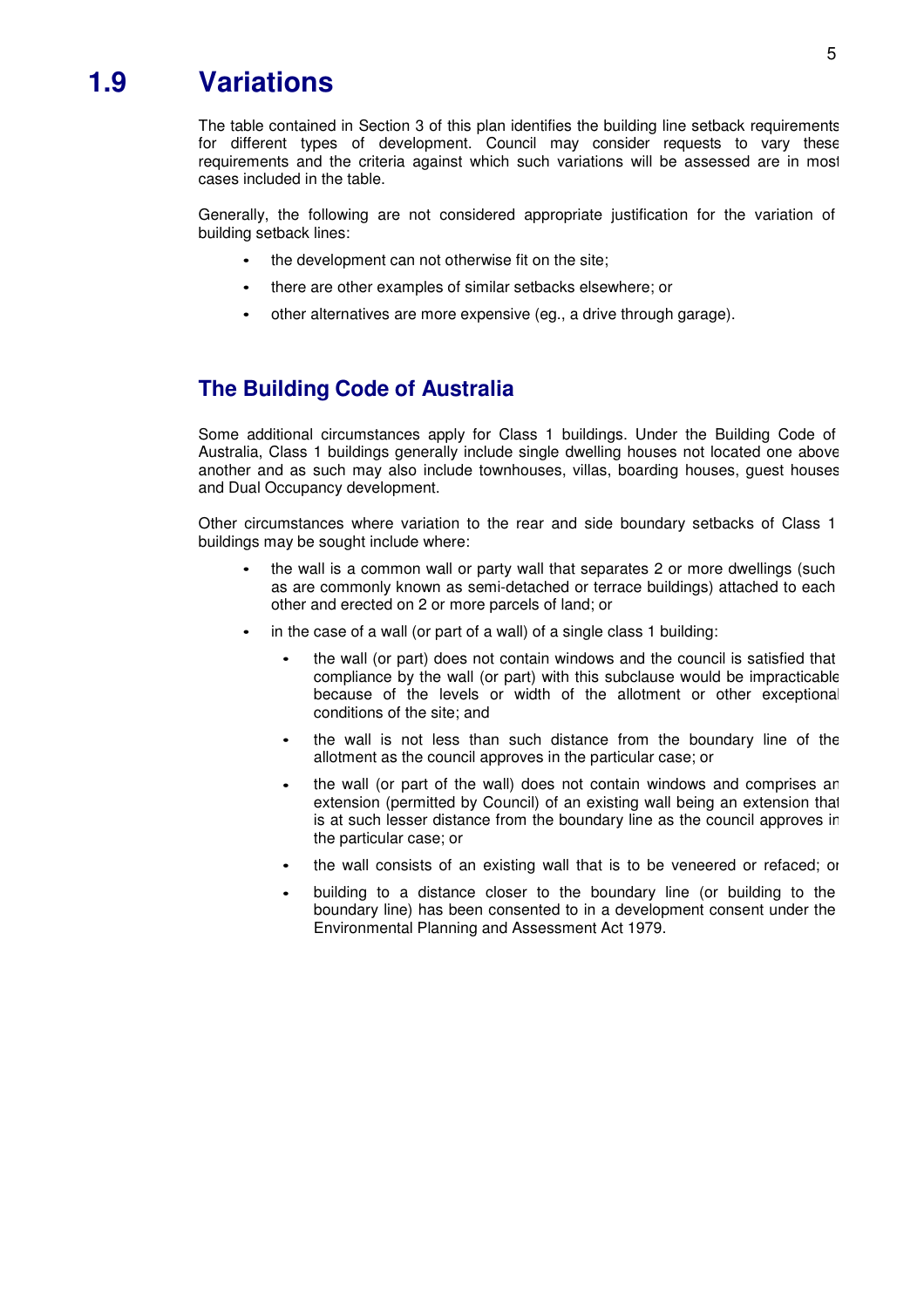# 1.9 Variations

The table contained in Section 3 of this plan identifies the building line setback requirements for different types of development. Council may consider requests to vary these requirements and the criteria against which such variations will be assessed are in most cases included in the table.

Generally, the following are not considered appropriate justification for the variation of building setback lines:

- the development can not otherwise fit on the site;
- there are other examples of similar setbacks elsewhere; or
- other alternatives are more expensive (eg., a drive through garage).

## The Building Code of Australia

Some additional circumstances apply for Class 1 buildings. Under the Building Code of Australia, Class 1 buildings generally include single dwelling houses not located one above another and as such may also include townhouses, villas, boarding houses, guest houses and Dual Occupancy development.

Other circumstances where variation to the rear and side boundary setbacks of Class 1 buildings may be sought include where:

- the wall is a common wall or party wall that separates 2 or more dwellings (such as are commonly known as semi-detached or terrace buildings) attached to each other and erected on 2 or more parcels of land; or
- in the case of a wall (or part of a wall) of a single class 1 building:
  - the wall (or part) does not contain windows and the council is satisfied that compliance by the wall (or part) with this subclause would be impracticable because of the levels or width of the allotment or other exceptional conditions of the site; and
  - the wall is not less than such distance from the boundary line of the allotment as the council approves in the particular case; or
  - the wall (or part of the wall) does not contain windows and comprises an extension (permitted by Council) of an existing wall being an extension that is at such lesser distance from the boundary line as the council approves in the particular case; or
  - the wall consists of an existing wall that is to be veneered or refaced; or
  - building to a distance closer to the boundary line (or building to the boundary line) has been consented to in a development consent under the Environmental Planning and Assessment Act 1979.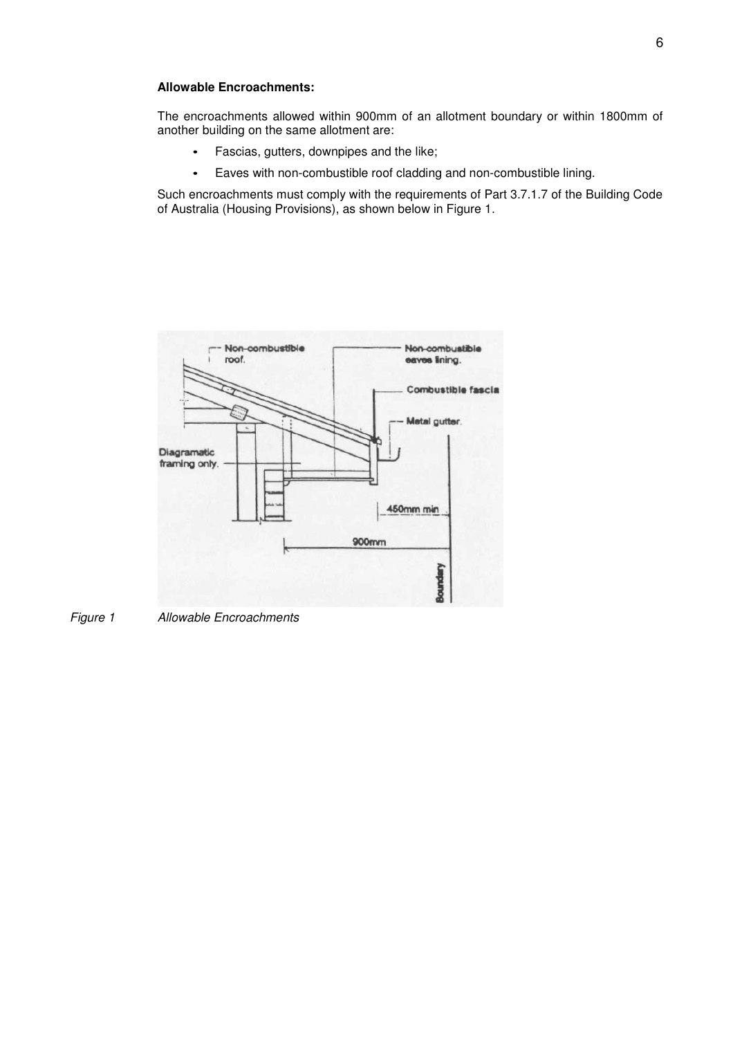**Allowable Encroachments:**

The encroachments allowed within 900mm of an allotment boundary or within 1800mm of another building on the same allotment are:

- Fascias, gutters, downpipes and the like;
- Eaves with non-combustible roof cladding and non-combustible lining.

Such encroachments must comply with the requirements of Part 3.7.1.7 of the Building Code of Australia (Housing Provisions), as shown below in Figure 1.

*Figure 1 Allowable Encroachments*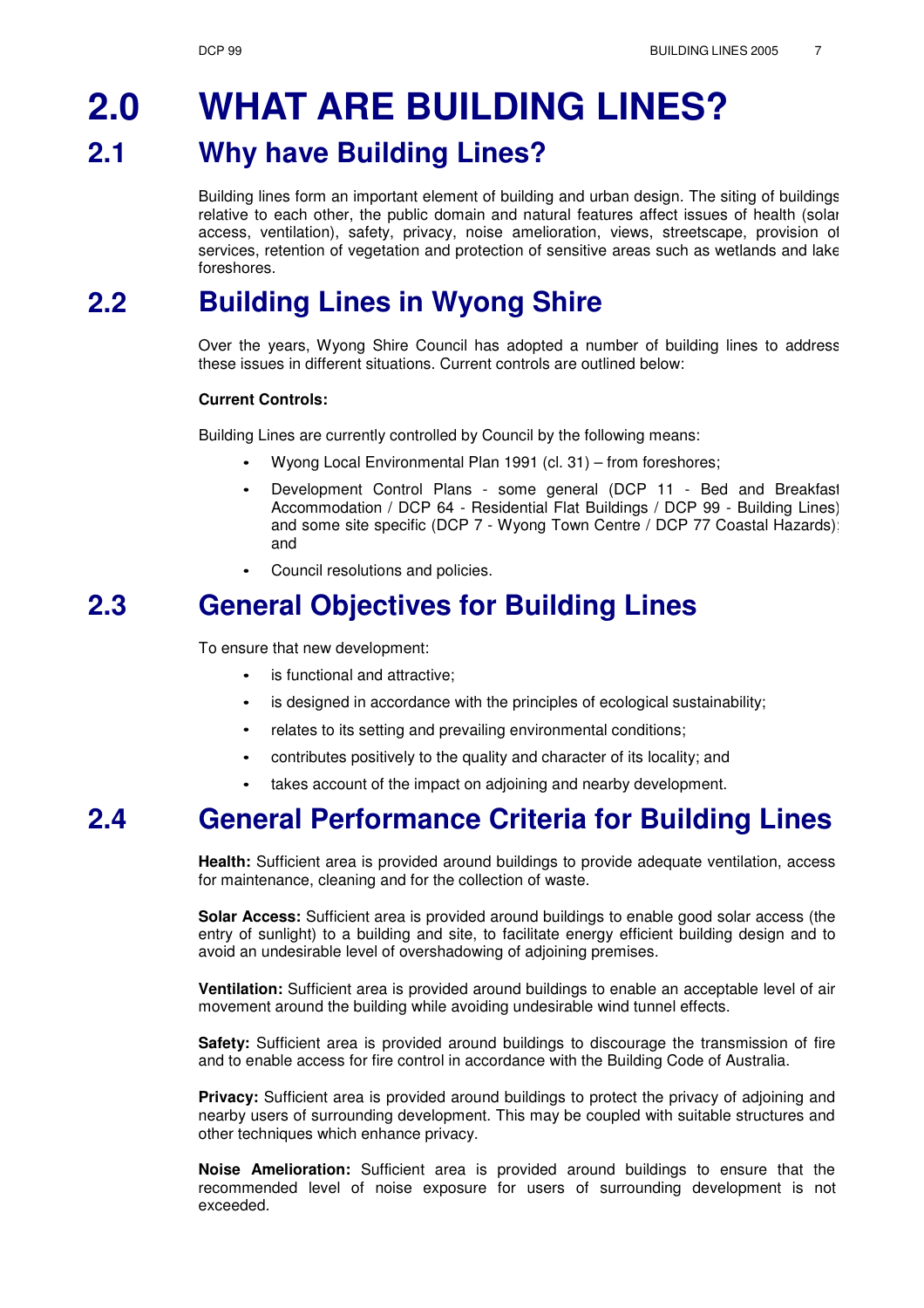# 2.0 WHAT ARE BUILDING LINES?

## 2.1 Why have Building Lines?

Building lines form an important element of building and urban design. The siting of buildings relative to each other, the public domain and natural features affect issues of health (solar access, ventilation), safety, privacy, noise amelioration, views, streetscape, provision of services, retention of vegetation and protection of sensitive areas such as wetlands and lake foreshores.

## 2.2 Building Lines in Wyong Shire

Over the years, Wyong Shire Council has adopted a number of building lines to address these issues in different situations. Current controls are outlined below:

**Current Controls:**

Building Lines are currently controlled by Council by the following means:

- Wyong Local Environmental Plan 1991 (cl. 31) – from foreshores;
- Development Control Plans - some general (DCP 11 - Bed and Breakfast Accommodation / DCP 64 - Residential Flat Buildings / DCP 99 - Building Lines) and some site specific (DCP 7 - Wyong Town Centre / DCP 77 Coastal Hazards); and
- Council resolutions and policies.

## 2.3 General Objectives for Building Lines

To ensure that new development:

- is functional and attractive;
- is designed in accordance with the principles of ecological sustainability;
- relates to its setting and prevailing environmental conditions;
- contributes positively to the quality and character of its locality; and
- takes account of the impact on adjoining and nearby development.

## 2.4 General Performance Criteria for Building Lines

**Health:** Sufficient area is provided around buildings to provide adequate ventilation, access for maintenance, cleaning and for the collection of waste.

**Solar Access:** Sufficient area is provided around buildings to enable good solar access (the entry of sunlight) to a building and site, to facilitate energy efficient building design and to avoid an undesirable level of overshadowing of adjoining premises.

**Ventilation:** Sufficient area is provided around buildings to enable an acceptable level of air movement around the building while avoiding undesirable wind tunnel effects.

**Safety:** Sufficient area is provided around buildings to discourage the transmission of fire and to enable access for fire control in accordance with the Building Code of Australia.

**Privacy:** Sufficient area is provided around buildings to protect the privacy of adjoining and nearby users of surrounding development. This may be coupled with suitable structures and other techniques which enhance privacy.

**Noise Amelioration:** Sufficient area is provided around buildings to ensure that the recommended level of noise exposure for users of surrounding development is not exceeded.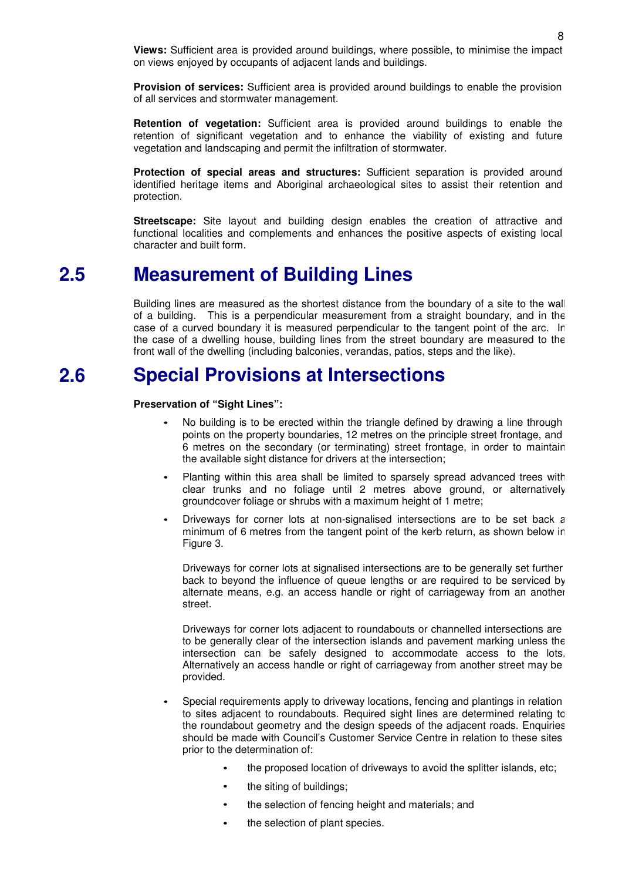**Views:** Sufficient area is provided around buildings, where possible, to minimise the impact on views enjoyed by occupants of adjacent lands and buildings.

**Provision of services:** Sufficient area is provided around buildings to enable the provision of all services and stormwater management.

**Retention of vegetation:** Sufficient area is provided around buildings to enable the retention of significant vegetation and to enhance the viability of existing and future vegetation and landscaping and permit the infiltration of stormwater.

**Protection of special areas and structures:** Sufficient separation is provided around identified heritage items and Aboriginal archaeological sites to assist their retention and protection.

**Streetscape:** Site layout and building design enables the creation of attractive and functional localities and complements and enhances the positive aspects of existing local character and built form.

## 2.5 Measurement of Building Lines

Building lines are measured as the shortest distance from the boundary of a site to the wall of a building. This is a perpendicular measurement from a straight boundary, and in the case of a curved boundary it is measured perpendicular to the tangent point of the arc. In the case of a dwelling house, building lines from the street boundary are measured to the front wall of the dwelling (including balconies, verandas, patios, steps and the like).

## 2.6 Special Provisions at Intersections

**Preservation of "Sight Lines":**

- No building is to be erected within the triangle defined by drawing a line through points on the property boundaries, 12 metres on the principle street frontage, and 6 metres on the secondary (or terminating) street frontage, in order to maintain the available sight distance for drivers at the intersection;
- Planting within this area shall be limited to sparsely spread advanced trees with clear trunks and no foliage until 2 metres above ground, or alternatively groundcover foliage or shrubs with a maximum height of 1 metre;
- Driveways for corner lots at non-signalised intersections are to be set back a minimum of 6 metres from the tangent point of the kerb return, as shown below in Figure 3.

  Driveways for corner lots at signalised intersections are to be generally set further back to beyond the influence of queue lengths or are required to be serviced by alternate means, e.g. an access handle or right of carriageway from another street.

  Driveways for corner lots adjacent to roundabouts or channelled intersections are to be generally clear of the intersection islands and pavement marking unless the intersection can be safely designed to accommodate access to the lots. Alternatively an access handle or right of carriageway from another street may be provided.

- Special requirements apply to driveway locations, fencing and plantings in relation to sites adjacent to roundabouts. Required sight lines are determined relating to the roundabout geometry and the design speeds of the adjacent roads. Enquiries should be made with Council's Customer Service Centre in relation to these sites prior to the determination of:
  - the proposed location of driveways to avoid the splitter islands, etc;
  - the siting of buildings;
  - the selection of fencing height and materials; and
  - the selection of plant species.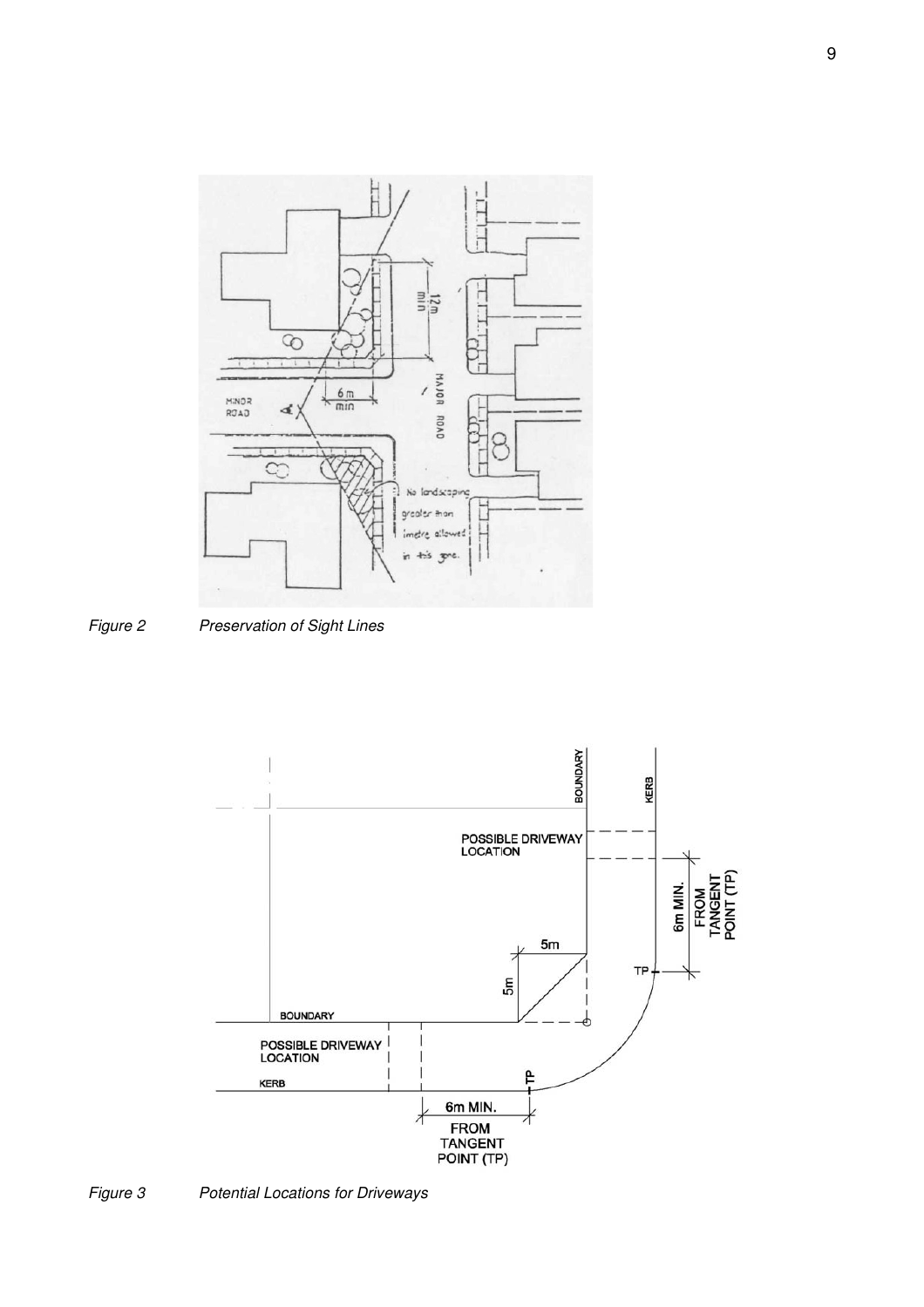*Figure 2 Preservation of Sight Lines*

*Figure 3 Potential Locations for Driveways*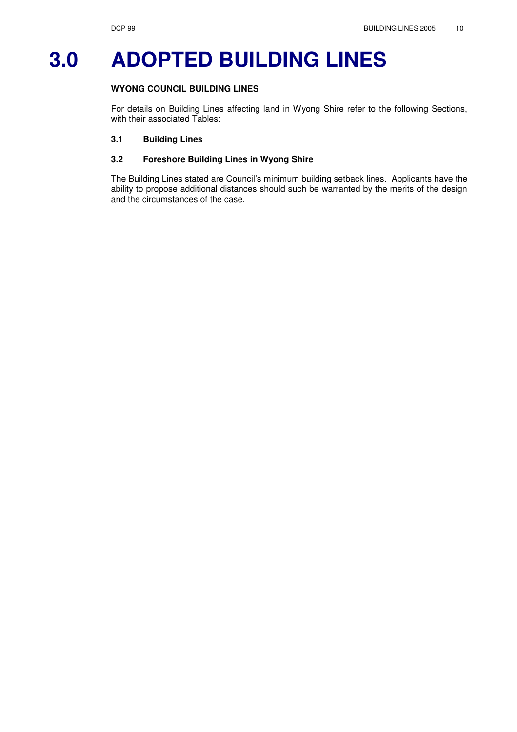# 3.0 ADOPTED BUILDING LINES

**WYONG COUNCIL BUILDING LINES**

For details on Building Lines affecting land in Wyong Shire refer to the following Sections, with their associated Tables:

**3.1 Building Lines**

**3.2 Foreshore Building Lines in Wyong Shire**

The Building Lines stated are Council's minimum building setback lines. Applicants have the ability to propose additional distances should such be warranted by the merits of the design and the circumstances of the case.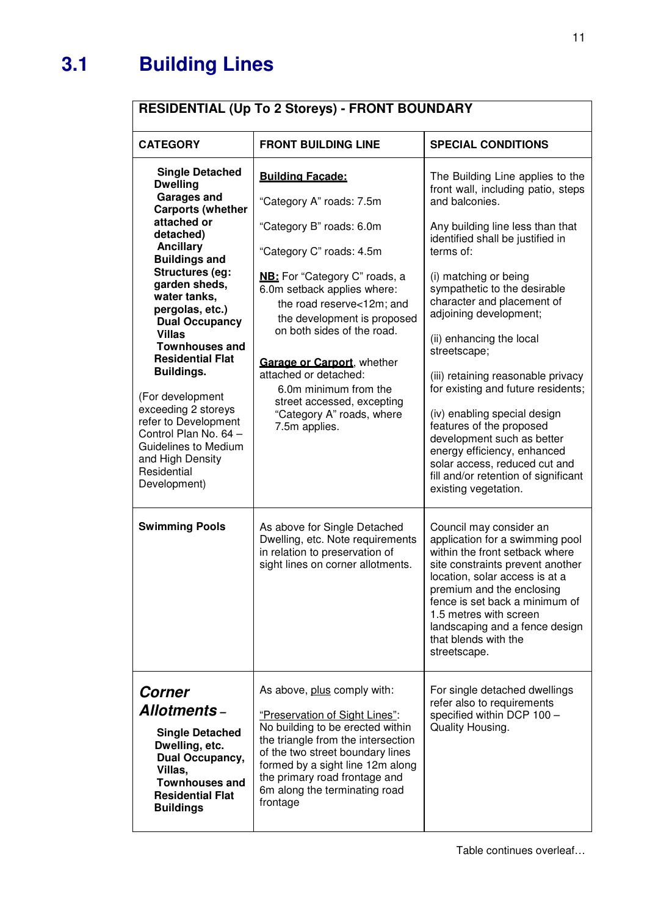## 3.1 Building Lines

| RESIDENTIAL (Up To 2 Storeys) - FRONT BOUNDARY | | |
|---|---|---|
| **CATEGORY** | **FRONT BUILDING LINE** | **SPECIAL CONDITIONS** |
| **Single Detached Dwelling**<br>**Garages and Carports (whether attached or detached)**<br>**Ancillary Buildings and Structures (eg: garden sheds, water tanks, pergolas, etc.)**<br>**Dual Occupancy**<br>**Villas**<br>**Townhouses and Residential Flat Buildings.**<br><br>(For development exceeding 2 storeys refer to Development Control Plan No. 64 – Guidelines to Medium and High Density Residential Development) | **Building Facade:**<br><br>"Category A" roads: 7.5m<br><br>"Category B" roads: 6.0m<br><br>"Category C" roads: 4.5m<br><br>**NB:** For "Category C" roads, a 6.0m setback applies where:<br>the road reserve<12m; and<br>the development is proposed on both sides of the road.<br><br>**Garage or Carport**, whether attached or detached:<br>6.0m minimum from the street accessed, excepting "Category A" roads, where 7.5m applies. | The Building Line applies to the front wall, including patio, steps and balconies.<br><br>Any building line less than that identified shall be justified in terms of:<br><br>(i) matching or being sympathetic to the desirable character and placement of adjoining development;<br><br>(ii) enhancing the local streetscape;<br><br>(iii) retaining reasonable privacy for existing and future residents;<br><br>(iv) enabling special design features of the proposed development such as better energy efficiency, enhanced solar access, reduced cut and fill and/or retention of significant existing vegetation. |
| **Swimming Pools** | As above for Single Detached Dwelling, etc. Note requirements in relation to preservation of sight lines on corner allotments. | Council may consider an application for a swimming pool within the front setback where site constraints prevent another location, solar access is at a premium and the enclosing fence is set back a minimum of 1.5 metres with screen landscaping and a fence design that blends with the streetscape. |
| ***Corner Allotments*** –<br>**Single Detached Dwelling, etc.**<br>**Dual Occupancy, Villas,**<br>**Townhouses and Residential Flat Buildings** | As above, plus comply with:<br><br>"Preservation of Sight Lines":<br>No building to be erected within the triangle from the intersection of the two street boundary lines formed by a sight line 12m along the primary road frontage and 6m along the terminating road frontage | For single detached dwellings refer also to requirements specified within DCP 100 – Quality Housing. |

Table continues overleaf…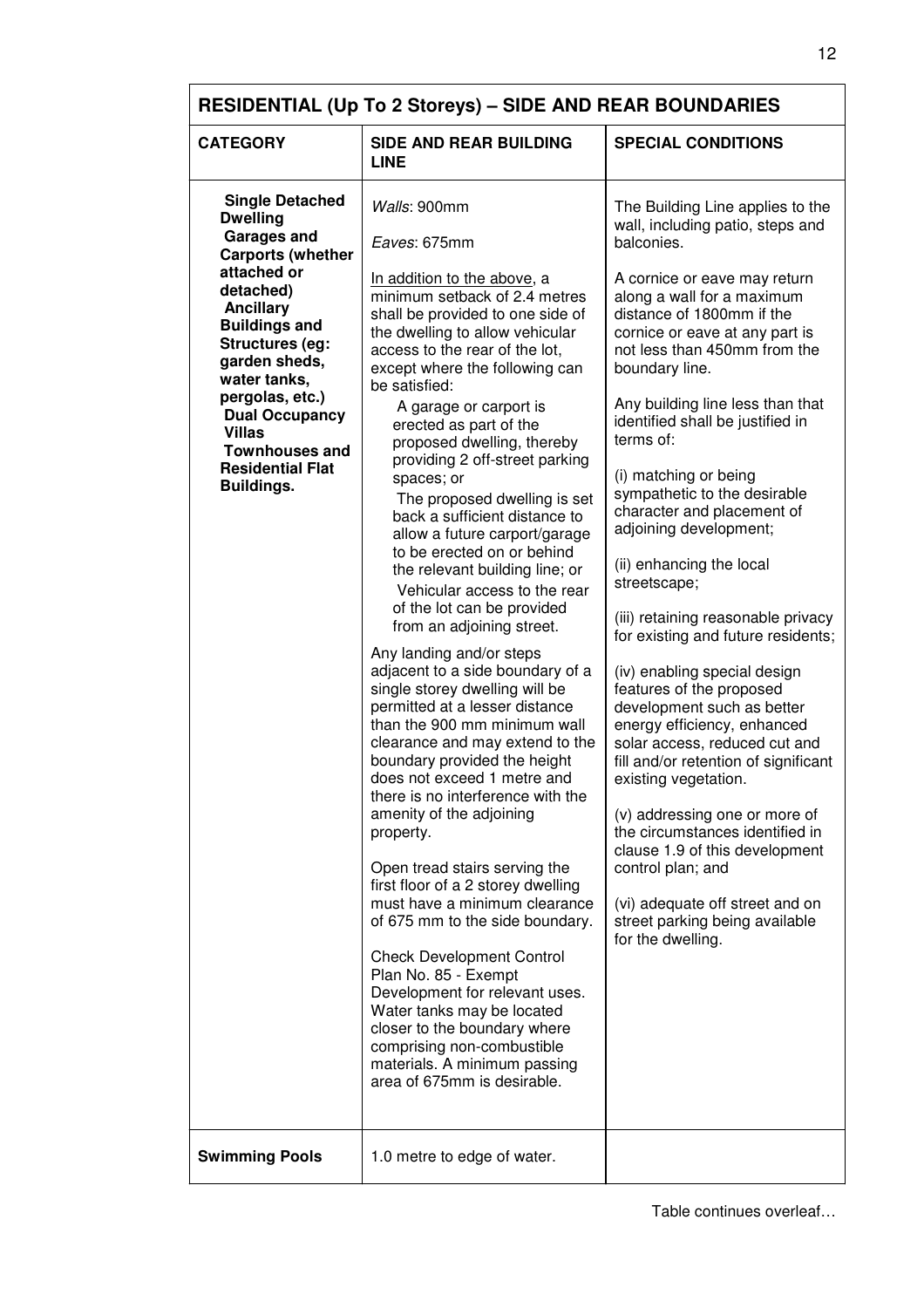## RESIDENTIAL (Up To 2 Storeys) – SIDE AND REAR BOUNDARIES

| CATEGORY | SIDE AND REAR BUILDING LINE | SPECIAL CONDITIONS |
|---|---|---|
| **Single Detached Dwelling**<br>**Garages and Carports (whether attached or detached)**<br>**Ancillary Buildings and Structures (eg: garden sheds, water tanks, pergolas, etc.)**<br>**Dual Occupancy**<br>**Villas**<br>**Townhouses and Residential Flat Buildings.** | *Walls*: 900mm<br><br>*Eaves*: 675mm<br><br>In addition to the above, a minimum setback of 2.4 metres shall be provided to one side of the dwelling to allow vehicular access to the rear of the lot, except where the following can be satisfied:<br>A garage or carport is erected as part of the proposed dwelling, thereby providing 2 off-street parking spaces; or<br>The proposed dwelling is set back a sufficient distance to allow a future carport/garage to be erected on or behind the relevant building line; or<br>Vehicular access to the rear of the lot can be provided from an adjoining street.<br><br>Any landing and/or steps adjacent to a side boundary of a single storey dwelling will be permitted at a lesser distance than the 900 mm minimum wall clearance and may extend to the boundary provided the height does not exceed 1 metre and there is no interference with the amenity of the adjoining property.<br><br>Open tread stairs serving the first floor of a 2 storey dwelling must have a minimum clearance of 675 mm to the side boundary.<br><br>Check Development Control Plan No. 85 - Exempt Development for relevant uses. Water tanks may be located closer to the boundary where comprising non-combustible materials. A minimum passing area of 675mm is desirable. | The Building Line applies to the wall, including patio, steps and balconies.<br><br>A cornice or eave may return along a wall for a maximum distance of 1800mm if the cornice or eave at any part is not less than 450mm from the boundary line.<br><br>Any building line less than that identified shall be justified in terms of:<br><br>(i) matching or being sympathetic to the desirable character and placement of adjoining development;<br><br>(ii) enhancing the local streetscape;<br><br>(iii) retaining reasonable privacy for existing and future residents;<br><br>(iv) enabling special design features of the proposed development such as better energy efficiency, enhanced solar access, reduced cut and fill and/or retention of significant existing vegetation.<br><br>(v) addressing one or more of the circumstances identified in clause 1.9 of this development control plan; and<br><br>(vi) adequate off street and on street parking being available for the dwelling. |
| **Swimming Pools** | 1.0 metre to edge of water. | |

Table continues overleaf…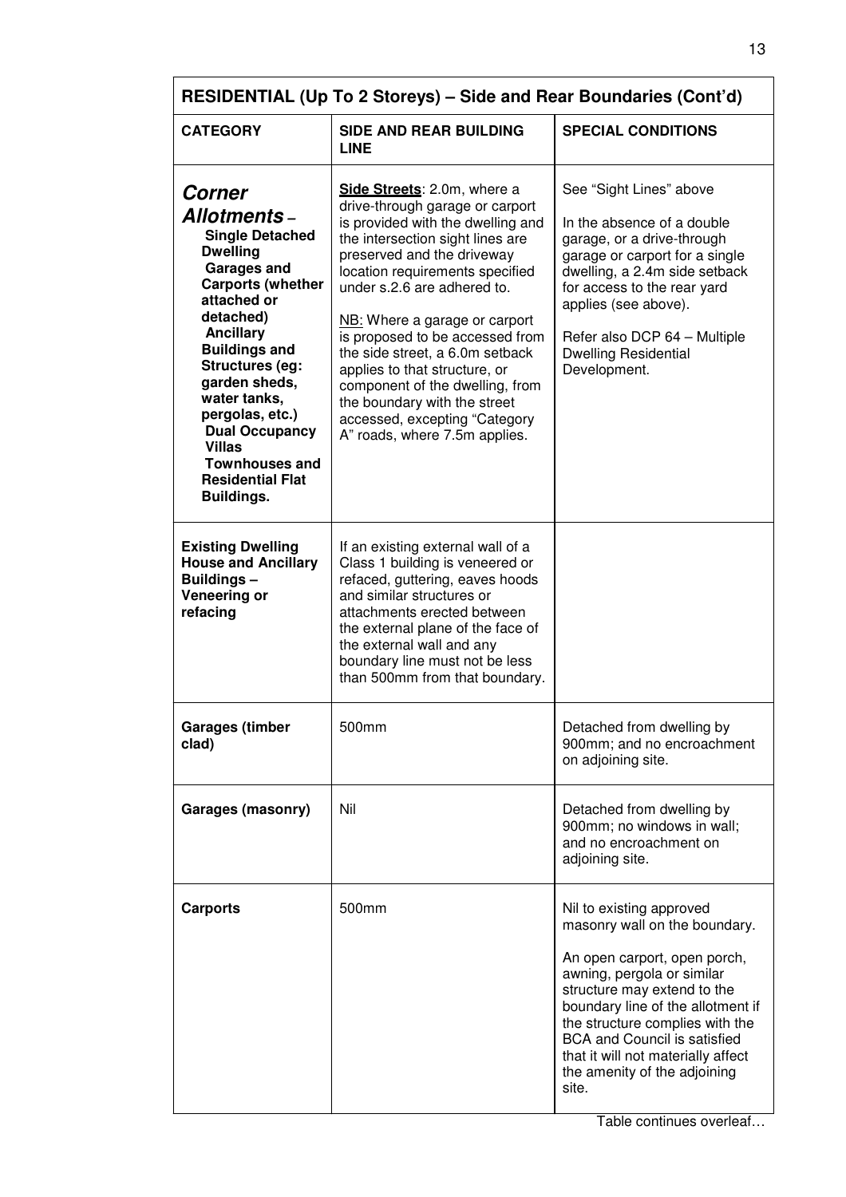| RESIDENTIAL (Up To 2 Storeys) – Side and Rear Boundaries (Cont'd) | | |
|---|---|---|
| **CATEGORY** | **SIDE AND REAR BUILDING LINE** | **SPECIAL CONDITIONS** |
| ***Corner Allotments*** – **Single Detached Dwelling** **Garages and Carports (whether attached or detached)** **Ancillary Buildings and Structures (eg: garden sheds, water tanks, pergolas, etc.)** **Dual Occupancy** **Villas** **Townhouses and Residential Flat Buildings.** | **Side Streets**: 2.0m, where a drive-through garage or carport is provided with the dwelling and the intersection sight lines are preserved and the driveway location requirements specified under s.2.6 are adhered to.<br><br>NB: Where a garage or carport is proposed to be accessed from the side street, a 6.0m setback applies to that structure, or component of the dwelling, from the boundary with the street accessed, excepting "Category A" roads, where 7.5m applies. | See "Sight Lines" above<br><br>In the absence of a double garage, or a drive-through garage or carport for a single dwelling, a 2.4m side setback for access to the rear yard applies (see above).<br><br>Refer also DCP 64 – Multiple Dwelling Residential Development. |
| **Existing Dwelling House and Ancillary Buildings – Veneering or refacing** | If an existing external wall of a Class 1 building is veneered or refaced, guttering, eaves hoods and similar structures or attachments erected between the external plane of the face of the external wall and any boundary line must not be less than 500mm from that boundary. | |
| **Garages (timber clad)** | 500mm | Detached from dwelling by 900mm; and no encroachment on adjoining site. |
| **Garages (masonry)** | Nil | Detached from dwelling by 900mm; no windows in wall; and no encroachment on adjoining site. |
| **Carports** | 500mm | Nil to existing approved masonry wall on the boundary.<br><br>An open carport, open porch, awning, pergola or similar structure may extend to the boundary line of the allotment if the structure complies with the BCA and Council is satisfied that it will not materially affect the amenity of the adjoining site. |

Table continues overleaf…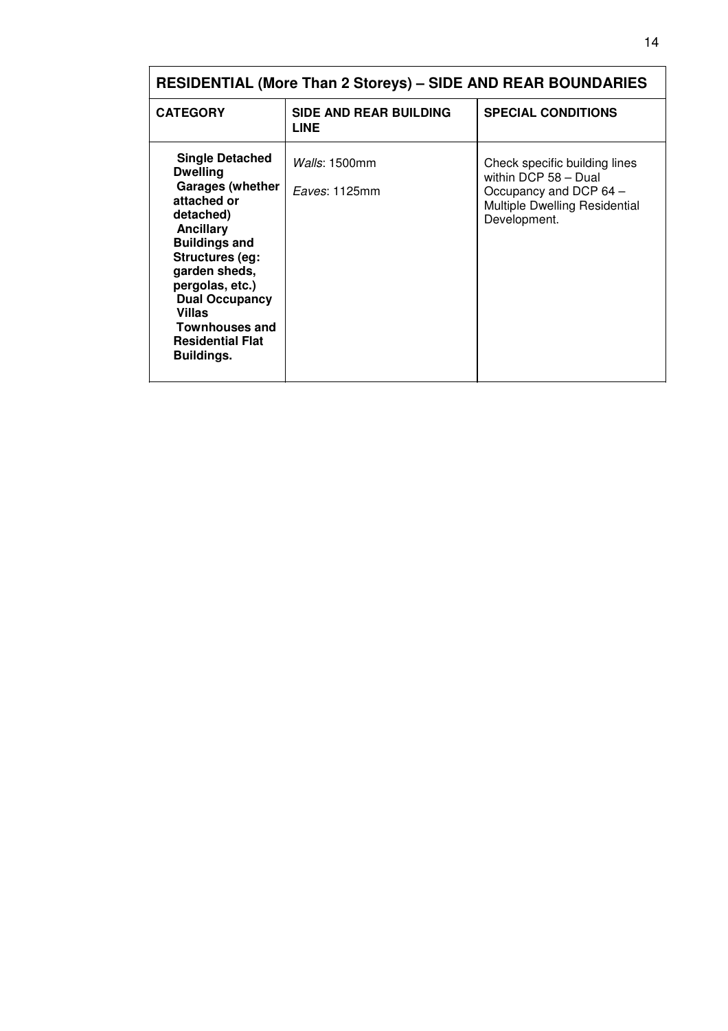| RESIDENTIAL (More Than 2 Storeys) – SIDE AND REAR BOUNDARIES | | |
|---|---|---|
| **CATEGORY** | **SIDE AND REAR BUILDING LINE** | **SPECIAL CONDITIONS** |
| **Single Detached Dwelling**<br>**Garages (whether attached or detached)**<br>**Ancillary Buildings and Structures (eg: garden sheds, pergolas, etc.)**<br>**Dual Occupancy**<br>**Villas**<br>**Townhouses and Residential Flat Buildings.** | *Walls*: 1500mm<br><br>*Eaves*: 1125mm | Check specific building lines within DCP 58 – Dual Occupancy and DCP 64 – Multiple Dwelling Residential Development. |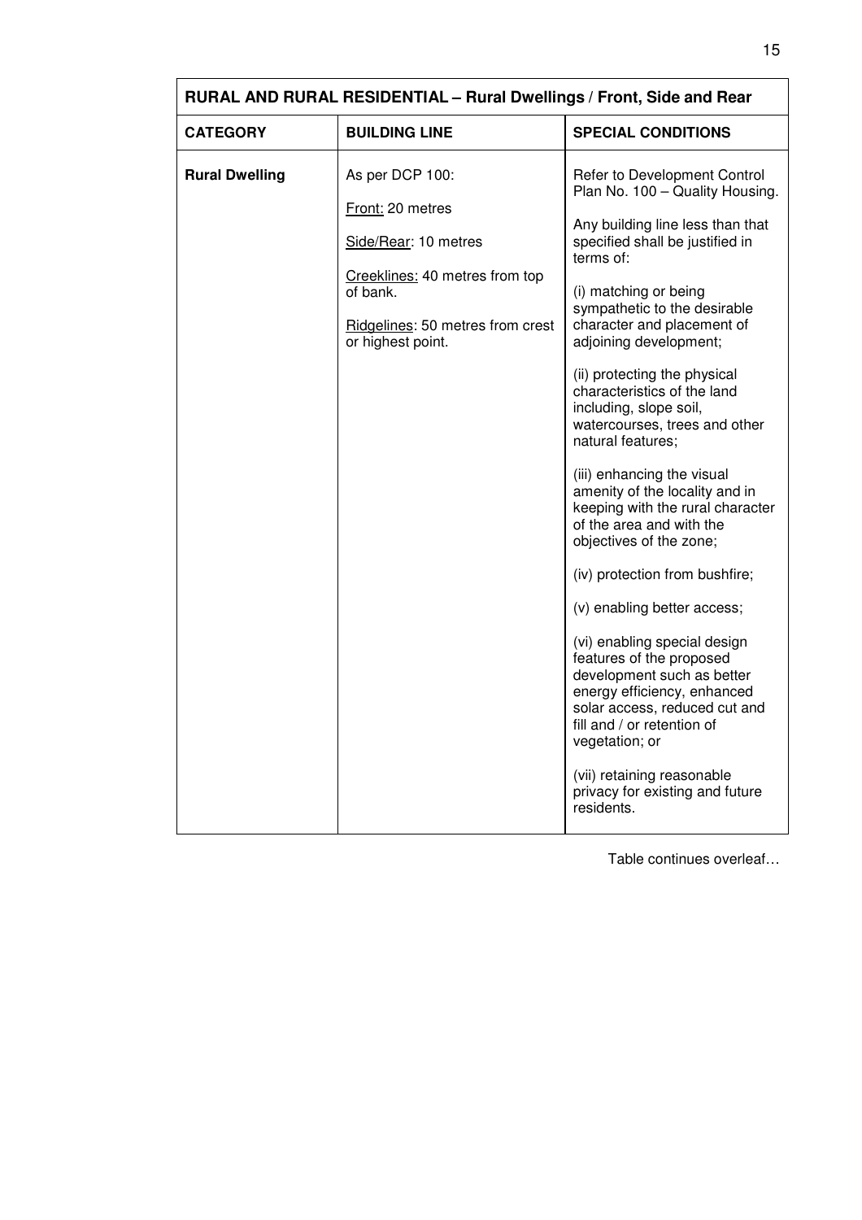| RURAL AND RURAL RESIDENTIAL – Rural Dwellings / Front, Side and Rear | | |
|---|---|---|
| **CATEGORY** | **BUILDING LINE** | **SPECIAL CONDITIONS** |
| **Rural Dwelling** | As per DCP 100:<br><br>Front: 20 metres<br><br>Side/Rear: 10 metres<br><br>Creeklines: 40 metres from top of bank.<br><br>Ridgelines: 50 metres from crest or highest point. | Refer to Development Control Plan No. 100 – Quality Housing.<br><br>Any building line less than that specified shall be justified in terms of:<br><br>(i) matching or being sympathetic to the desirable character and placement of adjoining development;<br><br>(ii) protecting the physical characteristics of the land including, slope soil, watercourses, trees and other natural features;<br><br>(iii) enhancing the visual amenity of the locality and in keeping with the rural character of the area and with the objectives of the zone;<br><br>(iv) protection from bushfire;<br><br>(v) enabling better access;<br><br>(vi) enabling special design features of the proposed development such as better energy efficiency, enhanced solar access, reduced cut and fill and / or retention of vegetation; or<br><br>(vii) retaining reasonable privacy for existing and future residents. |

Table continues overleaf…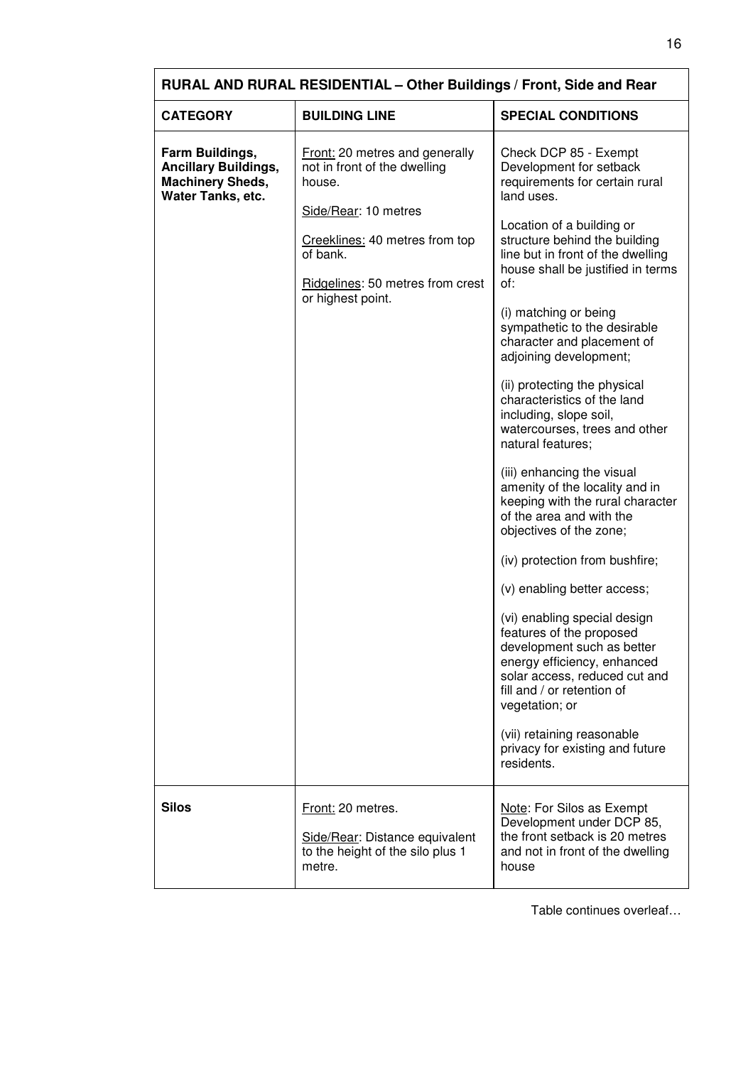| RURAL AND RURAL RESIDENTIAL – Other Buildings / Front, Side and Rear | | |
|---|---|---|
| **CATEGORY** | **BUILDING LINE** | **SPECIAL CONDITIONS** |
| **Farm Buildings, Ancillary Buildings, Machinery Sheds, Water Tanks, etc.** | Front: 20 metres and generally not in front of the dwelling house.<br><br>Side/Rear: 10 metres<br><br>Creeklines: 40 metres from top of bank.<br><br>Ridgelines: 50 metres from crest or highest point. | Check DCP 85 - Exempt Development for setback requirements for certain rural land uses.<br><br>Location of a building or structure behind the building line but in front of the dwelling house shall be justified in terms of:<br><br>(i) matching or being sympathetic to the desirable character and placement of adjoining development;<br><br>(ii) protecting the physical characteristics of the land including, slope soil, watercourses, trees and other natural features;<br><br>(iii) enhancing the visual amenity of the locality and in keeping with the rural character of the area and with the objectives of the zone;<br><br>(iv) protection from bushfire;<br><br>(v) enabling better access;<br><br>(vi) enabling special design features of the proposed development such as better energy efficiency, enhanced solar access, reduced cut and fill and / or retention of vegetation; or<br><br>(vii) retaining reasonable privacy for existing and future residents. |
| **Silos** | Front: 20 metres.<br><br>Side/Rear: Distance equivalent to the height of the silo plus 1 metre. | Note: For Silos as Exempt Development under DCP 85, the front setback is 20 metres and not in front of the dwelling house |

Table continues overleaf…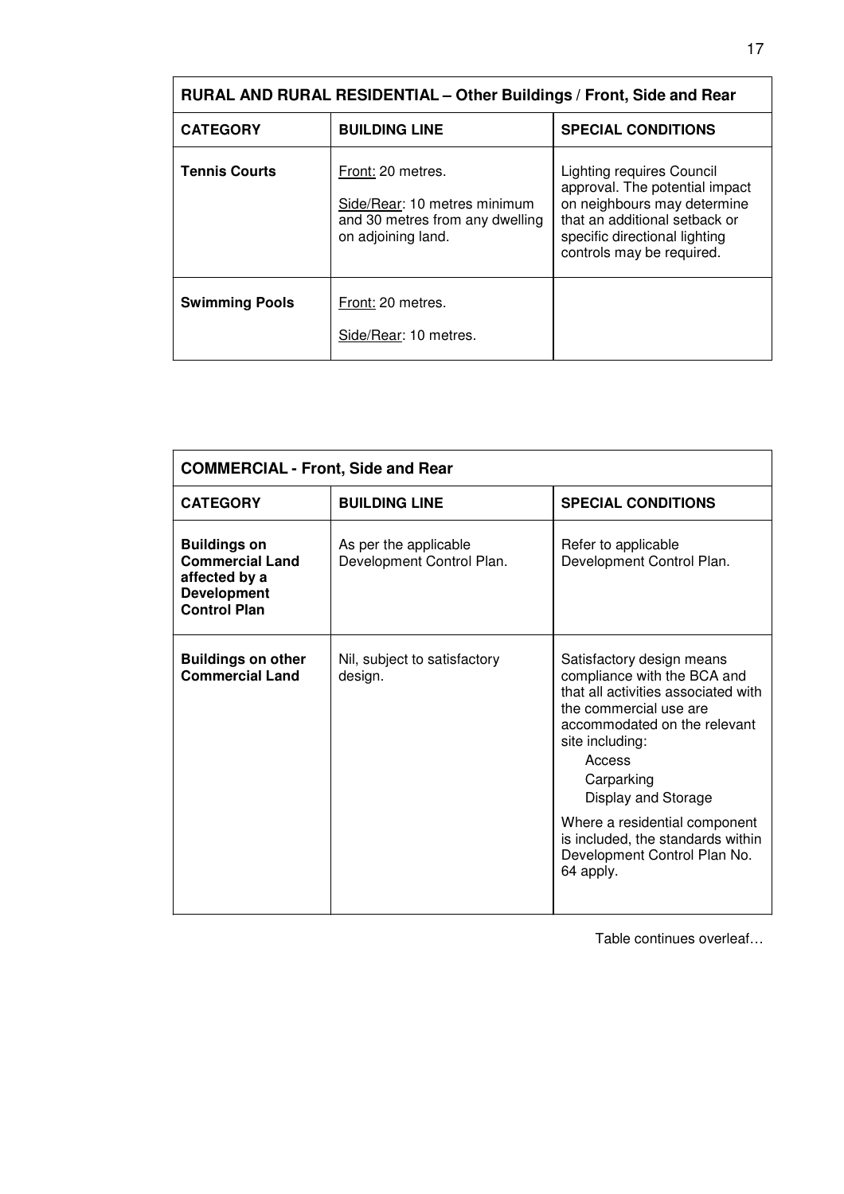| RURAL AND RURAL RESIDENTIAL – Other Buildings / Front, Side and Rear | | |
|---|---|---|
| **CATEGORY** | **BUILDING LINE** | **SPECIAL CONDITIONS** |
| **Tennis Courts** | Front: 20 metres.<br>Side/Rear: 10 metres minimum and 30 metres from any dwelling on adjoining land. | Lighting requires Council approval. The potential impact on neighbours may determine that an additional setback or specific directional lighting controls may be required. |
| **Swimming Pools** | Front: 20 metres.<br>Side/Rear: 10 metres. | |

| COMMERCIAL - Front, Side and Rear | | |
|---|---|---|
| **CATEGORY** | **BUILDING LINE** | **SPECIAL CONDITIONS** |
| **Buildings on Commercial Land affected by a Development Control Plan** | As per the applicable Development Control Plan. | Refer to applicable Development Control Plan. |
| **Buildings on other Commercial Land** | Nil, subject to satisfactory design. | Satisfactory design means compliance with the BCA and that all activities associated with the commercial use are accommodated on the relevant site including:<br>Access<br>Carparking<br>Display and Storage<br>Where a residential component is included, the standards within Development Control Plan No. 64 apply. |

Table continues overleaf…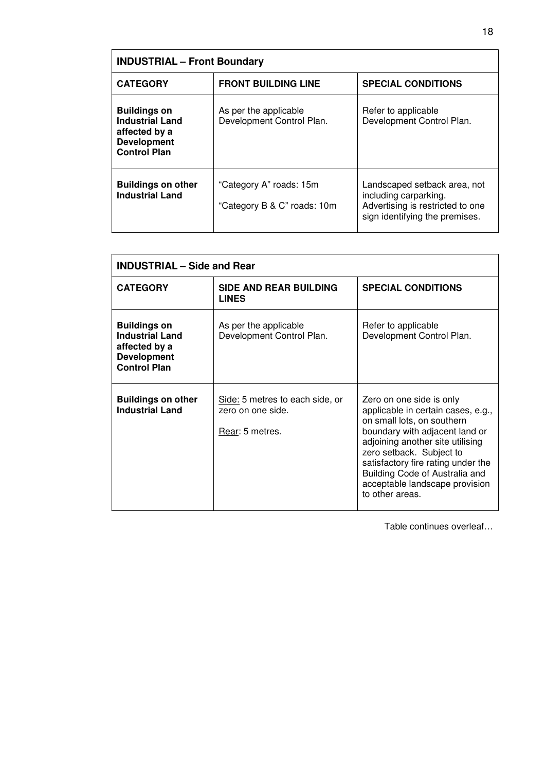| INDUSTRIAL – Front Boundary | | |
|---|---|---|
| **CATEGORY** | **FRONT BUILDING LINE** | **SPECIAL CONDITIONS** |
| **Buildings on Industrial Land affected by a Development Control Plan** | As per the applicable Development Control Plan. | Refer to applicable Development Control Plan. |
| **Buildings on other Industrial Land** | "Category A" roads: 15m<br><br>"Category B & C" roads: 10m | Landscaped setback area, not including carparking. Advertising is restricted to one sign identifying the premises. |

| INDUSTRIAL – Side and Rear | | |
|---|---|---|
| **CATEGORY** | **SIDE AND REAR BUILDING LINES** | **SPECIAL CONDITIONS** |
| **Buildings on Industrial Land affected by a Development Control Plan** | As per the applicable Development Control Plan. | Refer to applicable Development Control Plan. |
| **Buildings on other Industrial Land** | Side: 5 metres to each side, or zero on one side.<br><br>Rear: 5 metres. | Zero on one side is only applicable in certain cases, e.g., on small lots, on southern boundary with adjacent land or adjoining another site utilising zero setback. Subject to satisfactory fire rating under the Building Code of Australia and acceptable landscape provision to other areas. |

Table continues overleaf…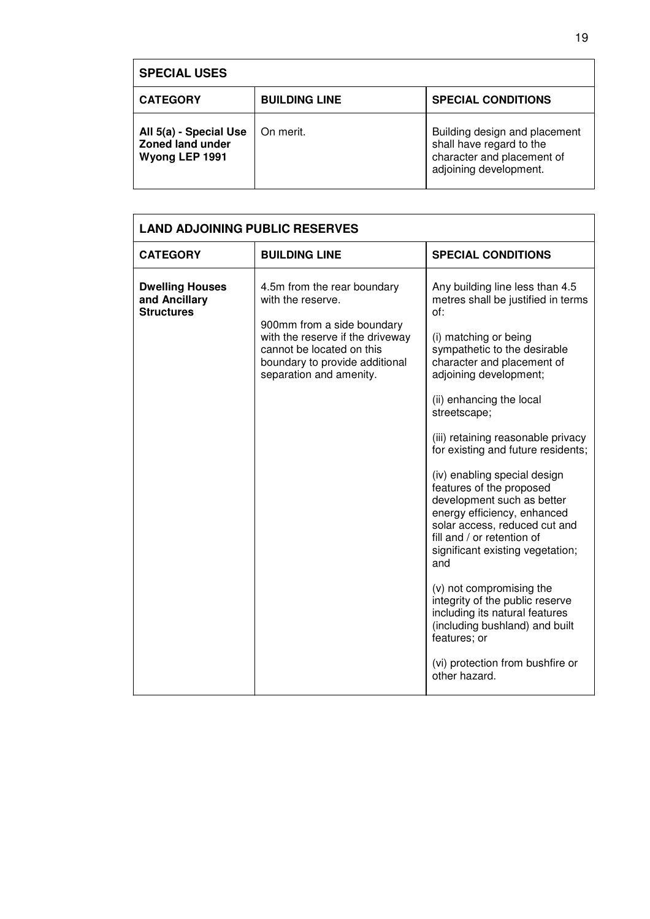| **SPECIAL USES** | | |
|---|---|---|
| **CATEGORY** | **BUILDING LINE** | **SPECIAL CONDITIONS** |
| **All 5(a) - Special Use Zoned land under Wyong LEP 1991** | On merit. | Building design and placement shall have regard to the character and placement of adjoining development. |

| **LAND ADJOINING PUBLIC RESERVES** | | |
|---|---|---|
| **CATEGORY** | **BUILDING LINE** | **SPECIAL CONDITIONS** |
| **Dwelling Houses and Ancillary Structures** | 4.5m from the rear boundary with the reserve.<br><br>900mm from a side boundary with the reserve if the driveway cannot be located on this boundary to provide additional separation and amenity. | Any building line less than 4.5 metres shall be justified in terms of:<br><br>(i) matching or being sympathetic to the desirable character and placement of adjoining development;<br><br>(ii) enhancing the local streetscape;<br><br>(iii) retaining reasonable privacy for existing and future residents;<br><br>(iv) enabling special design features of the proposed development such as better energy efficiency, enhanced solar access, reduced cut and fill and / or retention of significant existing vegetation; and<br><br>(v) not compromising the integrity of the public reserve including its natural features (including bushland) and built features; or<br><br>(vi) protection from bushfire or other hazard. |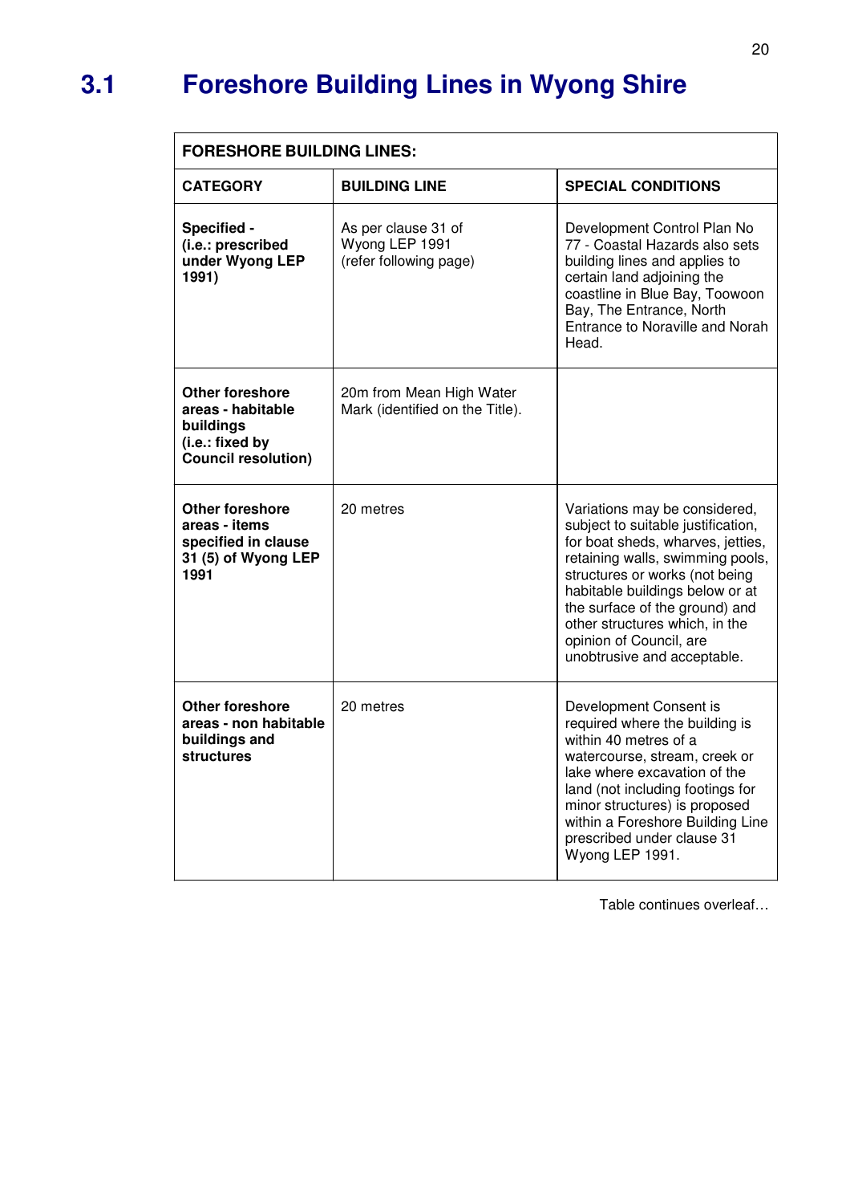# 3.1 Foreshore Building Lines in Wyong Shire

| FORESHORE BUILDING LINES: | | |
|---|---|---|
| **CATEGORY** | **BUILDING LINE** | **SPECIAL CONDITIONS** |
| **Specified - (i.e.: prescribed under Wyong LEP 1991)** | As per clause 31 of Wyong LEP 1991 (refer following page) | Development Control Plan No 77 - Coastal Hazards also sets building lines and applies to certain land adjoining the coastline in Blue Bay, Toowoon Bay, The Entrance, North Entrance to Noraville and Norah Head. |
| **Other foreshore areas - habitable buildings (i.e.: fixed by Council resolution)** | 20m from Mean High Water Mark (identified on the Title). | |
| **Other foreshore areas - items specified in clause 31 (5) of Wyong LEP 1991** | 20 metres | Variations may be considered, subject to suitable justification, for boat sheds, wharves, jetties, retaining walls, swimming pools, structures or works (not being habitable buildings below or at the surface of the ground) and other structures which, in the opinion of Council, are unobtrusive and acceptable. |
| **Other foreshore areas - non habitable buildings and structures** | 20 metres | Development Consent is required where the building is within 40 metres of a watercourse, stream, creek or lake where excavation of the land (not including footings for minor structures) is proposed within a Foreshore Building Line prescribed under clause 31 Wyong LEP 1991. |

Table continues overleaf…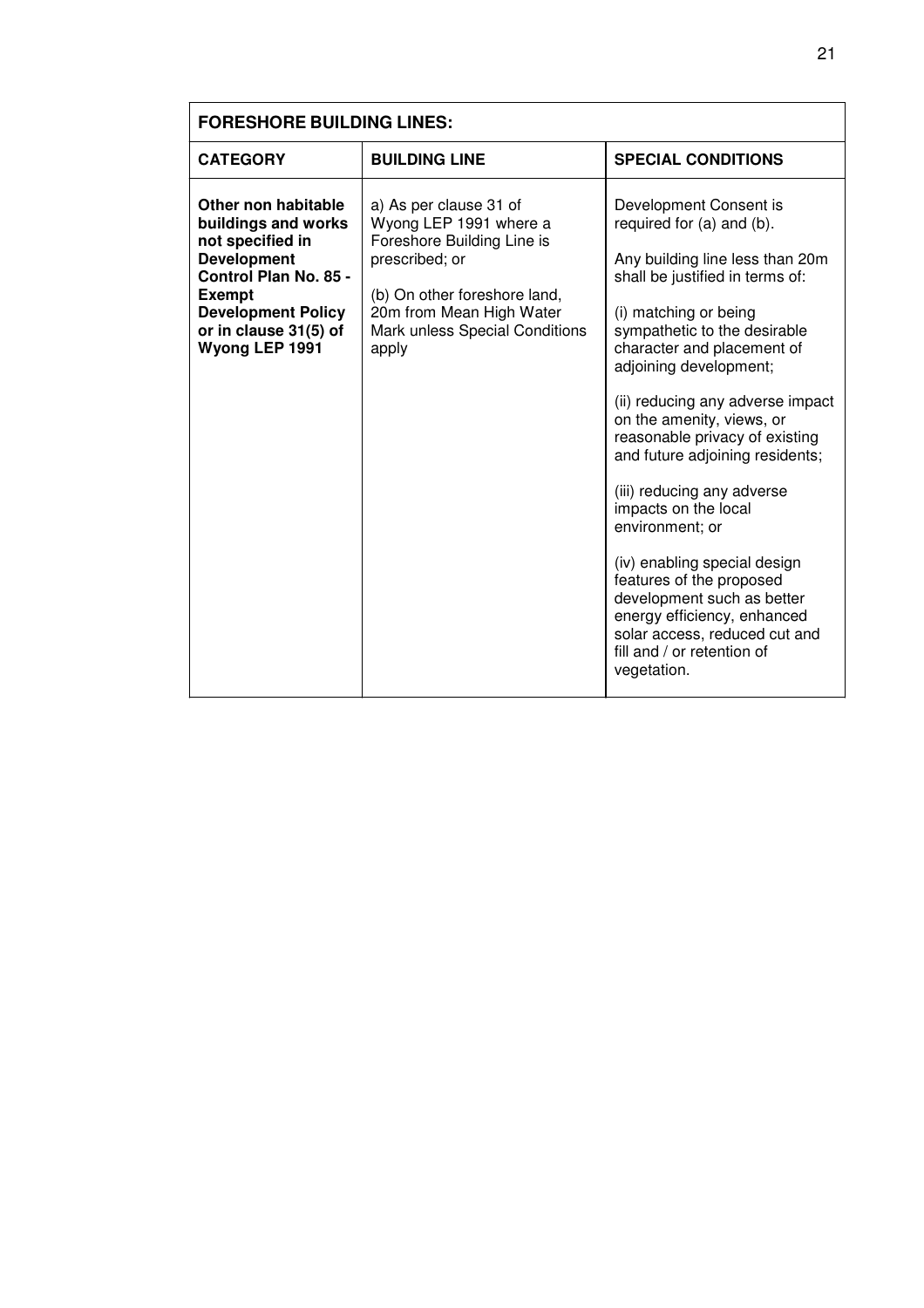| FORESHORE BUILDING LINES: | | |
| --- | --- | --- |
| **CATEGORY** | **BUILDING LINE** | **SPECIAL CONDITIONS** |
| **Other non habitable buildings and works not specified in Development Control Plan No. 85 - Exempt Development Policy or in clause 31(5) of Wyong LEP 1991** | a) As per clause 31 of Wyong LEP 1991 where a Foreshore Building Line is prescribed; or<br><br>(b) On other foreshore land, 20m from Mean High Water Mark unless Special Conditions apply | Development Consent is required for (a) and (b).<br><br>Any building line less than 20m shall be justified in terms of:<br><br>(i) matching or being sympathetic to the desirable character and placement of adjoining development;<br><br>(ii) reducing any adverse impact on the amenity, views, or reasonable privacy of existing and future adjoining residents;<br><br>(iii) reducing any adverse impacts on the local environment; or<br><br>(iv) enabling special design features of the proposed development such as better energy efficiency, enhanced solar access, reduced cut and fill and / or retention of vegetation. |